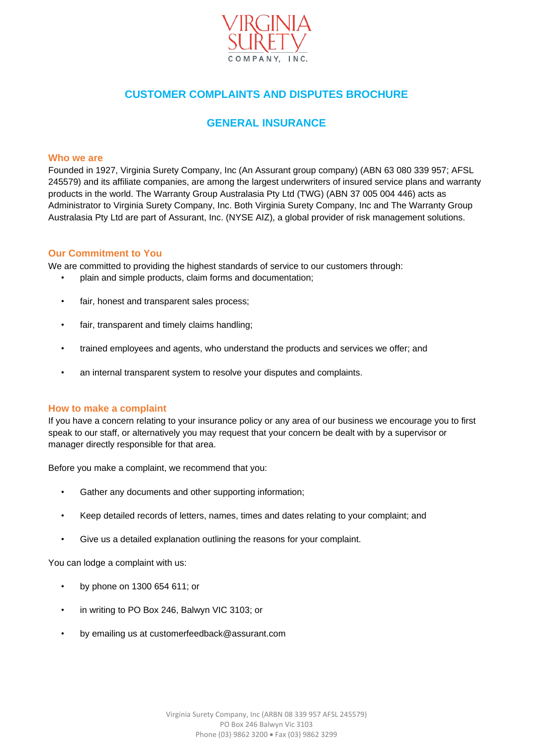VIRGINIA SURETY COMPANY, INC.

# CUSTOMER COMPLAINTS AND DISPUTES BROCHURE

## GENERAL INSURANCE

### Who we are

Founded in 1927, Virginia Surety Company, Inc (An Assurant group company) (ABN 63 080 339 957; AFSL 245579) and its affiliate companies, are among the largest underwriters of insured service plans and warranty products in the world. The Warranty Group Australasia Pty Ltd (TWG) (ABN 37 005 004 446) acts as Administrator to Virginia Surety Company, Inc. Both Virginia Surety Company, Inc and The Warranty Group Australasia Pty Ltd are part of Assurant, Inc. (NYSE AIZ), a global provider of risk management solutions.

### Our Commitment to You

We are committed to providing the highest standards of service to our customers through:

- plain and simple products, claim forms and documentation;
- fair, honest and transparent sales process;
- fair, transparent and timely claims handling;
- trained employees and agents, who understand the products and services we offer; and
- an internal transparent system to resolve your disputes and complaints.

### How to make a complaint

If you have a concern relating to your insurance policy or any area of our business we encourage you to first speak to our staff, or alternatively you may request that your concern be dealt with by a supervisor or manager directly responsible for that area.

Before you make a complaint, we recommend that you:

- Gather any documents and other supporting information;
- Keep detailed records of letters, names, times and dates relating to your complaint; and
- Give us a detailed explanation outlining the reasons for your complaint.

You can lodge a complaint with us:

- by phone on 1300 654 611; or
- in writing to PO Box 246, Balwyn VIC 3103; or
- by emailing us at customerfeedback@assurant.com

Virginia Surety Company, Inc (ARBN 08 339 957 AFSL 245579)
PO Box 246 Balwyn Vic 3103
Phone (03) 9862 3200 • Fax (03) 9862 3299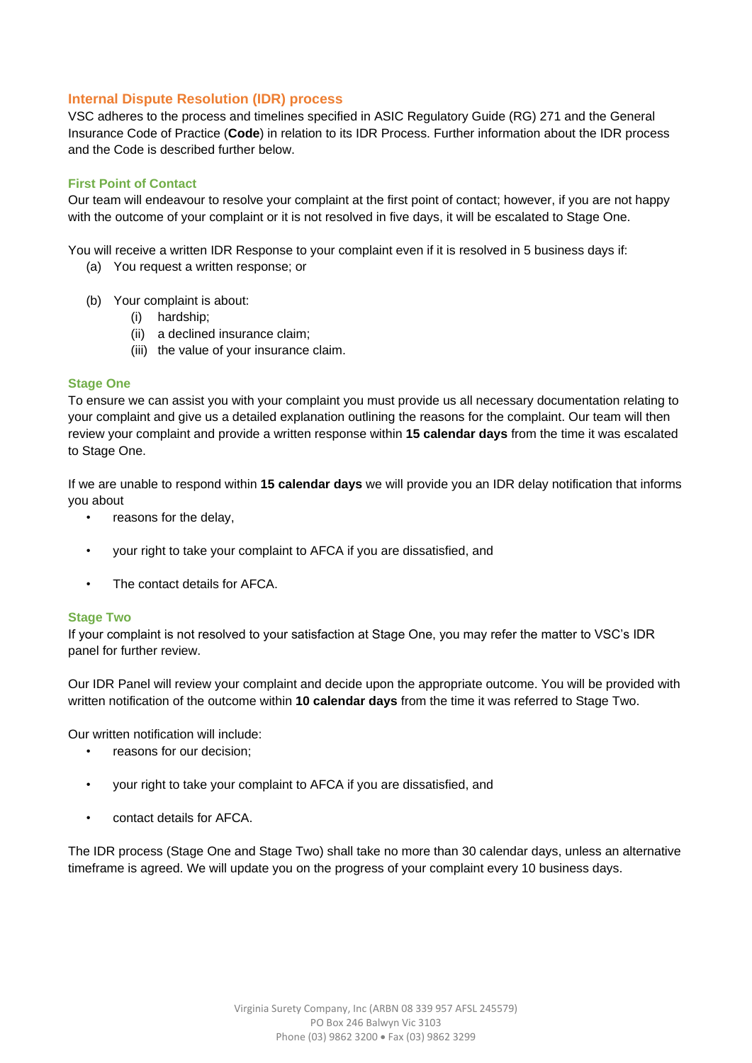## Internal Dispute Resolution (IDR) process

VSC adheres to the process and timelines specified in ASIC Regulatory Guide (RG) 271 and the General Insurance Code of Practice (**Code**) in relation to its IDR Process. Further information about the IDR process and the Code is described further below.

### First Point of Contact

Our team will endeavour to resolve your complaint at the first point of contact; however, if you are not happy with the outcome of your complaint or it is not resolved in five days, it will be escalated to Stage One.

You will receive a written IDR Response to your complaint even if it is resolved in 5 business days if:

(a) You request a written response; or

(b) Your complaint is about:
  - (i) hardship;
  - (ii) a declined insurance claim;
  - (iii) the value of your insurance claim.

### Stage One

To ensure we can assist you with your complaint you must provide us all necessary documentation relating to your complaint and give us a detailed explanation outlining the reasons for the complaint. Our team will then review your complaint and provide a written response within **15 calendar days** from the time it was escalated to Stage One.

If we are unable to respond within **15 calendar days** we will provide you an IDR delay notification that informs you about

- reasons for the delay,
- your right to take your complaint to AFCA if you are dissatisfied, and
- The contact details for AFCA.

### Stage Two

If your complaint is not resolved to your satisfaction at Stage One, you may refer the matter to VSC's IDR panel for further review.

Our IDR Panel will review your complaint and decide upon the appropriate outcome. You will be provided with written notification of the outcome within **10 calendar days** from the time it was referred to Stage Two.

Our written notification will include:

- reasons for our decision;
- your right to take your complaint to AFCA if you are dissatisfied, and
- contact details for AFCA.

The IDR process (Stage One and Stage Two) shall take no more than 30 calendar days, unless an alternative timeframe is agreed. We will update you on the progress of your complaint every 10 business days.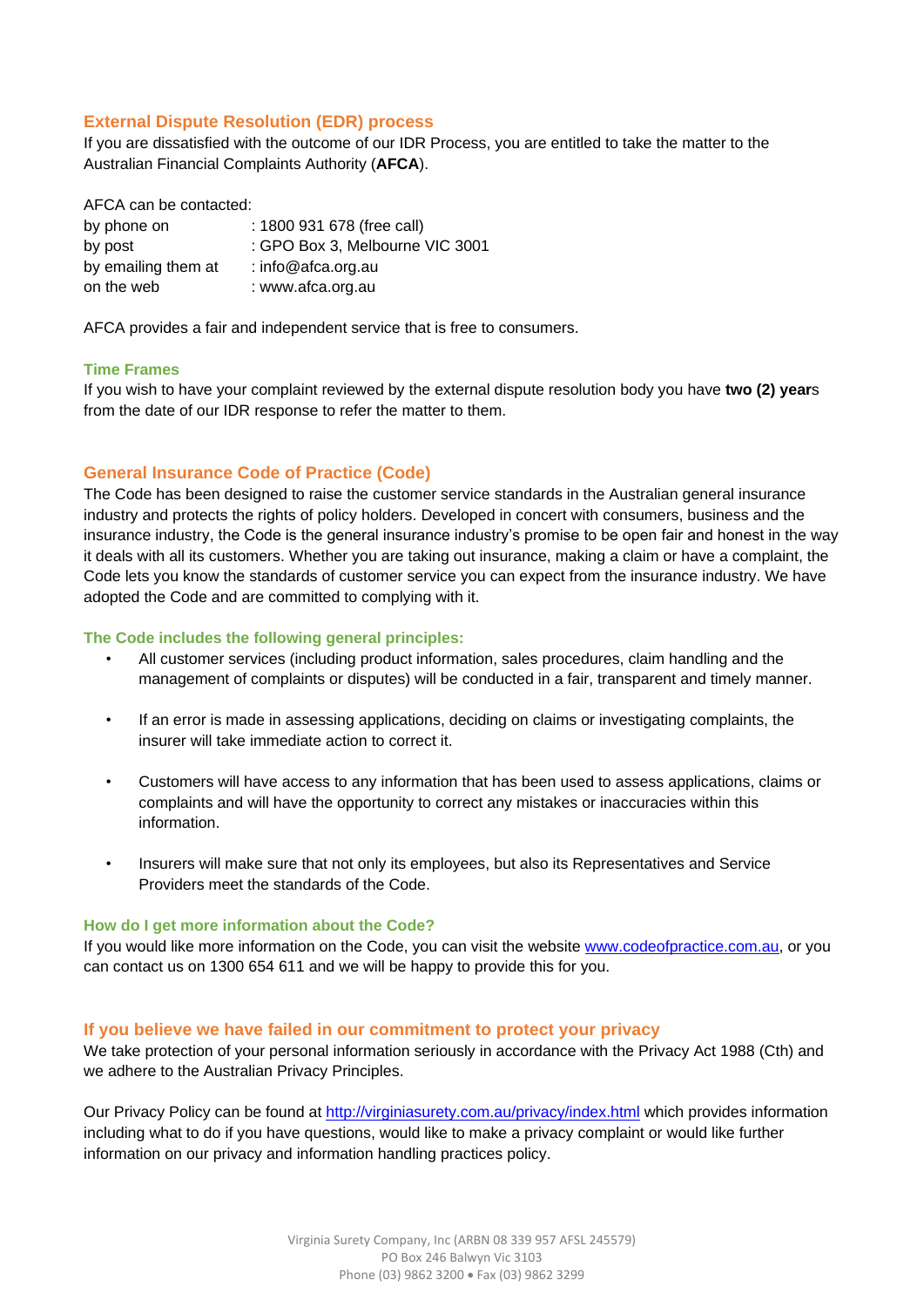## External Dispute Resolution (EDR) process

If you are dissatisfied with the outcome of our IDR Process, you are entitled to take the matter to the Australian Financial Complaints Authority (**AFCA**).

AFCA can be contacted:

| | |
|---|---|
| by phone on | : 1800 931 678 (free call) |
| by post | : GPO Box 3, Melbourne VIC 3001 |
| by emailing them at | : info@afca.org.au |
| on the web | : www.afca.org.au |

AFCA provides a fair and independent service that is free to consumers.

### Time Frames

If you wish to have your complaint reviewed by the external dispute resolution body you have **two (2) year**s from the date of our IDR response to refer the matter to them.

## General Insurance Code of Practice (Code)

The Code has been designed to raise the customer service standards in the Australian general insurance industry and protects the rights of policy holders. Developed in concert with consumers, business and the insurance industry, the Code is the general insurance industry's promise to be open fair and honest in the way it deals with all its customers. Whether you are taking out insurance, making a claim or have a complaint, the Code lets you know the standards of customer service you can expect from the insurance industry. We have adopted the Code and are committed to complying with it.

### The Code includes the following general principles:

- All customer services (including product information, sales procedures, claim handling and the management of complaints or disputes) will be conducted in a fair, transparent and timely manner.
- If an error is made in assessing applications, deciding on claims or investigating complaints, the insurer will take immediate action to correct it.
- Customers will have access to any information that has been used to assess applications, claims or complaints and will have the opportunity to correct any mistakes or inaccuracies within this information.
- Insurers will make sure that not only its employees, but also its Representatives and Service Providers meet the standards of the Code.

### How do I get more information about the Code?

If you would like more information on the Code, you can visit the website www.codeofpractice.com.au, or you can contact us on 1300 654 611 and we will be happy to provide this for you.

## If you believe we have failed in our commitment to protect your privacy

We take protection of your personal information seriously in accordance with the Privacy Act 1988 (Cth) and we adhere to the Australian Privacy Principles.

Our Privacy Policy can be found at http://virginiasurety.com.au/privacy/index.html which provides information including what to do if you have questions, would like to make a privacy complaint or would like further information on our privacy and information handling practices policy.